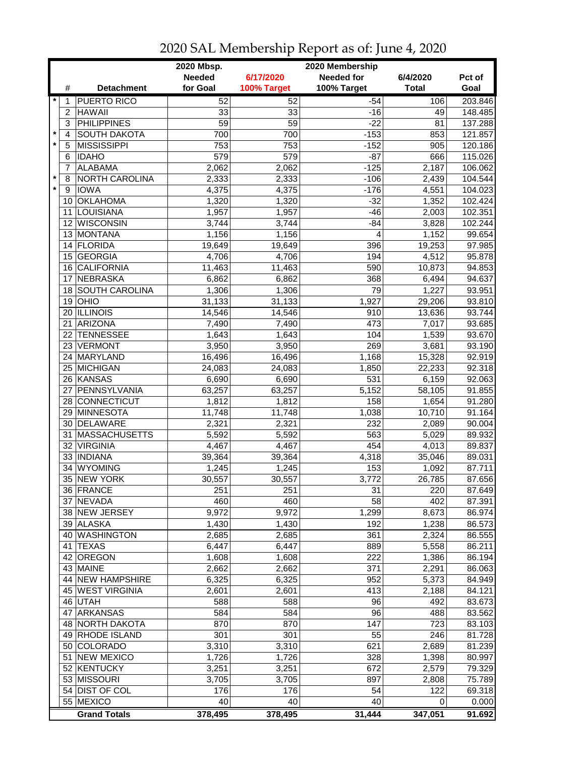# 2020 SAL Membership Report as of: June 4, 2020

| | # | Detachment | 2020 Mbsp. Needed for Goal | 6/17/2020 100% Target | 2020 Membership Needed for 100% Target | 6/4/2020 Total | Pct of Goal |
|---|---|---|---|---|---|---|---|
| * | 1 | PUERTO RICO | 52 | 52 | -54 | 106 | 203.846 |
| | 2 | HAWAII | 33 | 33 | -16 | 49 | 148.485 |
| | 3 | PHILIPPINES | 59 | 59 | -22 | 81 | 137.288 |
| * | 4 | SOUTH DAKOTA | 700 | 700 | -153 | 853 | 121.857 |
| * | 5 | MISSISSIPPI | 753 | 753 | -152 | 905 | 120.186 |
| | 6 | IDAHO | 579 | 579 | -87 | 666 | 115.026 |
| | 7 | ALABAMA | 2,062 | 2,062 | -125 | 2,187 | 106.062 |
| * | 8 | NORTH CAROLINA | 2,333 | 2,333 | -106 | 2,439 | 104.544 |
| * | 9 | IOWA | 4,375 | 4,375 | -176 | 4,551 | 104.023 |
| | 10 | OKLAHOMA | 1,320 | 1,320 | -32 | 1,352 | 102.424 |
| | 11 | LOUISIANA | 1,957 | 1,957 | -46 | 2,003 | 102.351 |
| | 12 | WISCONSIN | 3,744 | 3,744 | -84 | 3,828 | 102.244 |
| | 13 | MONTANA | 1,156 | 1,156 | 4 | 1,152 | 99.654 |
| | 14 | FLORIDA | 19,649 | 19,649 | 396 | 19,253 | 97.985 |
| | 15 | GEORGIA | 4,706 | 4,706 | 194 | 4,512 | 95.878 |
| | 16 | CALIFORNIA | 11,463 | 11,463 | 590 | 10,873 | 94.853 |
| | 17 | NEBRASKA | 6,862 | 6,862 | 368 | 6,494 | 94.637 |
| | 18 | SOUTH CAROLINA | 1,306 | 1,306 | 79 | 1,227 | 93.951 |
| | 19 | OHIO | 31,133 | 31,133 | 1,927 | 29,206 | 93.810 |
| | 20 | ILLINOIS | 14,546 | 14,546 | 910 | 13,636 | 93.744 |
| | 21 | ARIZONA | 7,490 | 7,490 | 473 | 7,017 | 93.685 |
| | 22 | TENNESSEE | 1,643 | 1,643 | 104 | 1,539 | 93.670 |
| | 23 | VERMONT | 3,950 | 3,950 | 269 | 3,681 | 93.190 |
| | 24 | MARYLAND | 16,496 | 16,496 | 1,168 | 15,328 | 92.919 |
| | 25 | MICHIGAN | 24,083 | 24,083 | 1,850 | 22,233 | 92.318 |
| | 26 | KANSAS | 6,690 | 6,690 | 531 | 6,159 | 92.063 |
| | 27 | PENNSYLVANIA | 63,257 | 63,257 | 5,152 | 58,105 | 91.855 |
| | 28 | CONNECTICUT | 1,812 | 1,812 | 158 | 1,654 | 91.280 |
| | 29 | MINNESOTA | 11,748 | 11,748 | 1,038 | 10,710 | 91.164 |
| | 30 | DELAWARE | 2,321 | 2,321 | 232 | 2,089 | 90.004 |
| | 31 | MASSACHUSETTS | 5,592 | 5,592 | 563 | 5,029 | 89.932 |
| | 32 | VIRGINIA | 4,467 | 4,467 | 454 | 4,013 | 89.837 |
| | 33 | INDIANA | 39,364 | 39,364 | 4,318 | 35,046 | 89.031 |
| | 34 | WYOMING | 1,245 | 1,245 | 153 | 1,092 | 87.711 |
| | 35 | NEW YORK | 30,557 | 30,557 | 3,772 | 26,785 | 87.656 |
| | 36 | FRANCE | 251 | 251 | 31 | 220 | 87.649 |
| | 37 | NEVADA | 460 | 460 | 58 | 402 | 87.391 |
| | 38 | NEW JERSEY | 9,972 | 9,972 | 1,299 | 8,673 | 86.974 |
| | 39 | ALASKA | 1,430 | 1,430 | 192 | 1,238 | 86.573 |
| | 40 | WASHINGTON | 2,685 | 2,685 | 361 | 2,324 | 86.555 |
| | 41 | TEXAS | 6,447 | 6,447 | 889 | 5,558 | 86.211 |
| | 42 | OREGON | 1,608 | 1,608 | 222 | 1,386 | 86.194 |
| | 43 | MAINE | 2,662 | 2,662 | 371 | 2,291 | 86.063 |
| | 44 | NEW HAMPSHIRE | 6,325 | 6,325 | 952 | 5,373 | 84.949 |
| | 45 | WEST VIRGINIA | 2,601 | 2,601 | 413 | 2,188 | 84.121 |
| | 46 | UTAH | 588 | 588 | 96 | 492 | 83.673 |
| | 47 | ARKANSAS | 584 | 584 | 96 | 488 | 83.562 |
| | 48 | NORTH DAKOTA | 870 | 870 | 147 | 723 | 83.103 |
| | 49 | RHODE ISLAND | 301 | 301 | 55 | 246 | 81.728 |
| | 50 | COLORADO | 3,310 | 3,310 | 621 | 2,689 | 81.239 |
| | 51 | NEW MEXICO | 1,726 | 1,726 | 328 | 1,398 | 80.997 |
| | 52 | KENTUCKY | 3,251 | 3,251 | 672 | 2,579 | 79.329 |
| | 53 | MISSOURI | 3,705 | 3,705 | 897 | 2,808 | 75.789 |
| | 54 | DIST OF COL | 176 | 176 | 54 | 122 | 69.318 |
| | 55 | MEXICO | 40 | 40 | 40 | 0 | 0.000 |
| | | **Grand Totals** | **378,495** | **378,495** | **31,444** | **347,051** | **91.692** |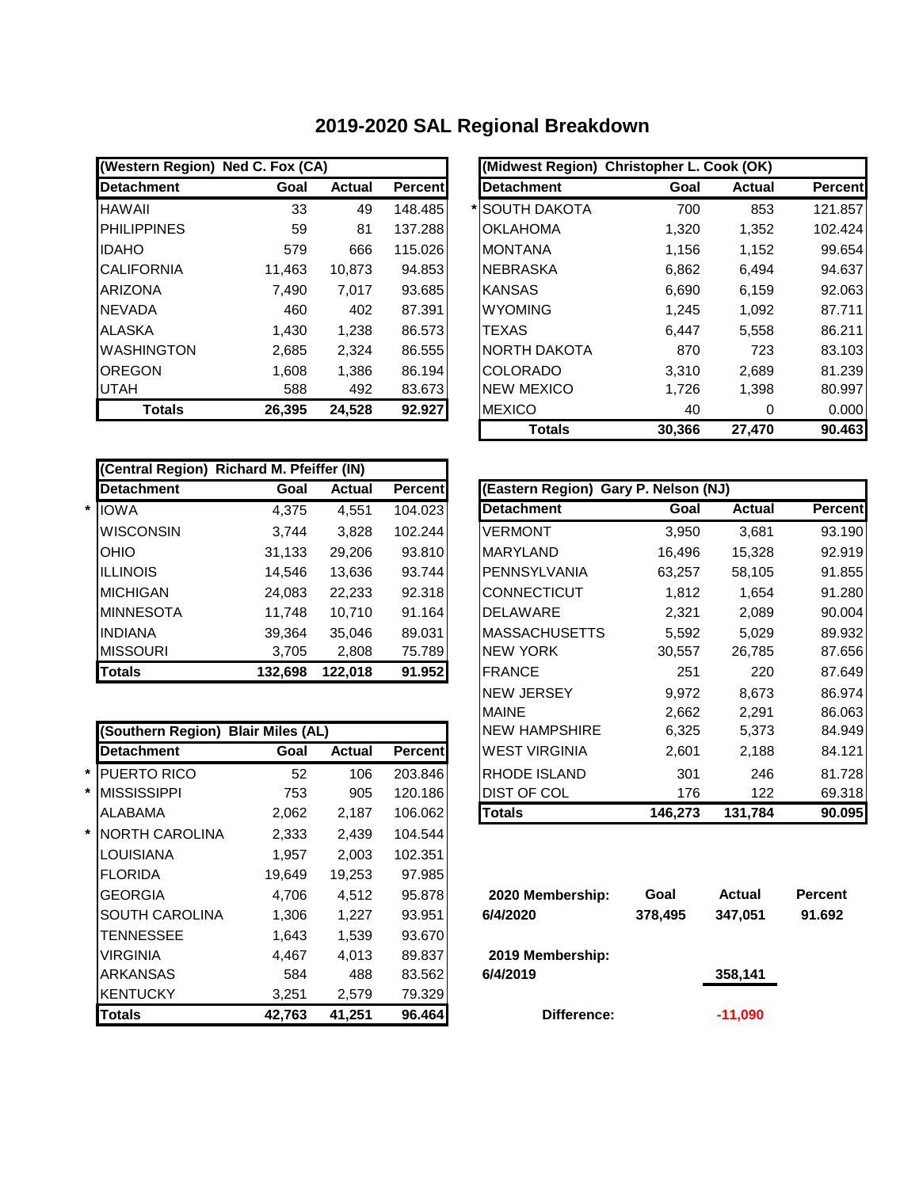# 2019-2020 SAL Regional Breakdown

| (Western Region) Ned C. Fox (CA) | | | |
|---|---|---|---|
| **Detachment** | **Goal** | **Actual** | **Percent** |
| HAWAII | 33 | 49 | 148.485 |
| PHILIPPINES | 59 | 81 | 137.288 |
| IDAHO | 579 | 666 | 115.026 |
| CALIFORNIA | 11,463 | 10,873 | 94.853 |
| ARIZONA | 7,490 | 7,017 | 93.685 |
| NEVADA | 460 | 402 | 87.391 |
| ALASKA | 1,430 | 1,238 | 86.573 |
| WASHINGTON | 2,685 | 2,324 | 86.555 |
| OREGON | 1,608 | 1,386 | 86.194 |
| UTAH | 588 | 492 | 83.673 |
| **Totals** | **26,395** | **24,528** | **92.927** |

| (Midwest Region) Christopher L. Cook (OK) | | | |
|---|---|---|---|
| **Detachment** | **Goal** | **Actual** | **Percent** |
| * SOUTH DAKOTA | 700 | 853 | 121.857 |
| OKLAHOMA | 1,320 | 1,352 | 102.424 |
| MONTANA | 1,156 | 1,152 | 99.654 |
| NEBRASKA | 6,862 | 6,494 | 94.637 |
| KANSAS | 6,690 | 6,159 | 92.063 |
| WYOMING | 1,245 | 1,092 | 87.711 |
| TEXAS | 6,447 | 5,558 | 86.211 |
| NORTH DAKOTA | 870 | 723 | 83.103 |
| COLORADO | 3,310 | 2,689 | 81.239 |
| NEW MEXICO | 1,726 | 1,398 | 80.997 |
| MEXICO | 40 | 0 | 0.000 |
| **Totals** | **30,366** | **27,470** | **90.463** |

| (Central Region) Richard M. Pfeiffer (IN) | | | |
|---|---|---|---|
| **Detachment** | **Goal** | **Actual** | **Percent** |
| * IOWA | 4,375 | 4,551 | 104.023 |
| WISCONSIN | 3,744 | 3,828 | 102.244 |
| OHIO | 31,133 | 29,206 | 93.810 |
| ILLINOIS | 14,546 | 13,636 | 93.744 |
| MICHIGAN | 24,083 | 22,233 | 92.318 |
| MINNESOTA | 11,748 | 10,710 | 91.164 |
| INDIANA | 39,364 | 35,046 | 89.031 |
| MISSOURI | 3,705 | 2,808 | 75.789 |
| **Totals** | **132,698** | **122,018** | **91.952** |

| (Eastern Region) Gary P. Nelson (NJ) | | | |
|---|---|---|---|
| **Detachment** | **Goal** | **Actual** | **Percent** |
| VERMONT | 3,950 | 3,681 | 93.190 |
| MARYLAND | 16,496 | 15,328 | 92.919 |
| PENNSYLVANIA | 63,257 | 58,105 | 91.855 |
| CONNECTICUT | 1,812 | 1,654 | 91.280 |
| DELAWARE | 2,321 | 2,089 | 90.004 |
| MASSACHUSETTS | 5,592 | 5,029 | 89.932 |
| NEW YORK | 30,557 | 26,785 | 87.656 |
| FRANCE | 251 | 220 | 87.649 |
| NEW JERSEY | 9,972 | 8,673 | 86.974 |
| MAINE | 2,662 | 2,291 | 86.063 |
| NEW HAMPSHIRE | 6,325 | 5,373 | 84.949 |
| WEST VIRGINIA | 2,601 | 2,188 | 84.121 |
| RHODE ISLAND | 301 | 246 | 81.728 |
| DIST OF COL | 176 | 122 | 69.318 |
| **Totals** | **146,273** | **131,784** | **90.095** |

| (Southern Region) Blair Miles (AL) | | | |
|---|---|---|---|
| **Detachment** | **Goal** | **Actual** | **Percent** |
| * PUERTO RICO | 52 | 106 | 203.846 |
| * MISSISSIPPI | 753 | 905 | 120.186 |
| ALABAMA | 2,062 | 2,187 | 106.062 |
| * NORTH CAROLINA | 2,333 | 2,439 | 104.544 |
| LOUISIANA | 1,957 | 2,003 | 102.351 |
| FLORIDA | 19,649 | 19,253 | 97.985 |
| GEORGIA | 4,706 | 4,512 | 95.878 |
| SOUTH CAROLINA | 1,306 | 1,227 | 93.951 |
| TENNESSEE | 1,643 | 1,539 | 93.670 |
| VIRGINIA | 4,467 | 4,013 | 89.837 |
| ARKANSAS | 584 | 488 | 83.562 |
| KENTUCKY | 3,251 | 2,579 | 79.329 |
| **Totals** | **42,763** | **41,251** | **96.464** |

| | **Goal** | **Actual** | **Percent** |
|---|---|---|---|
| **2020 Membership:** 6/4/2020 | 378,495 | 347,051 | 91.692 |
| **2019 Membership:** 6/4/2019 | | 358,141 | |
| **Difference:** | | -11,090 | |